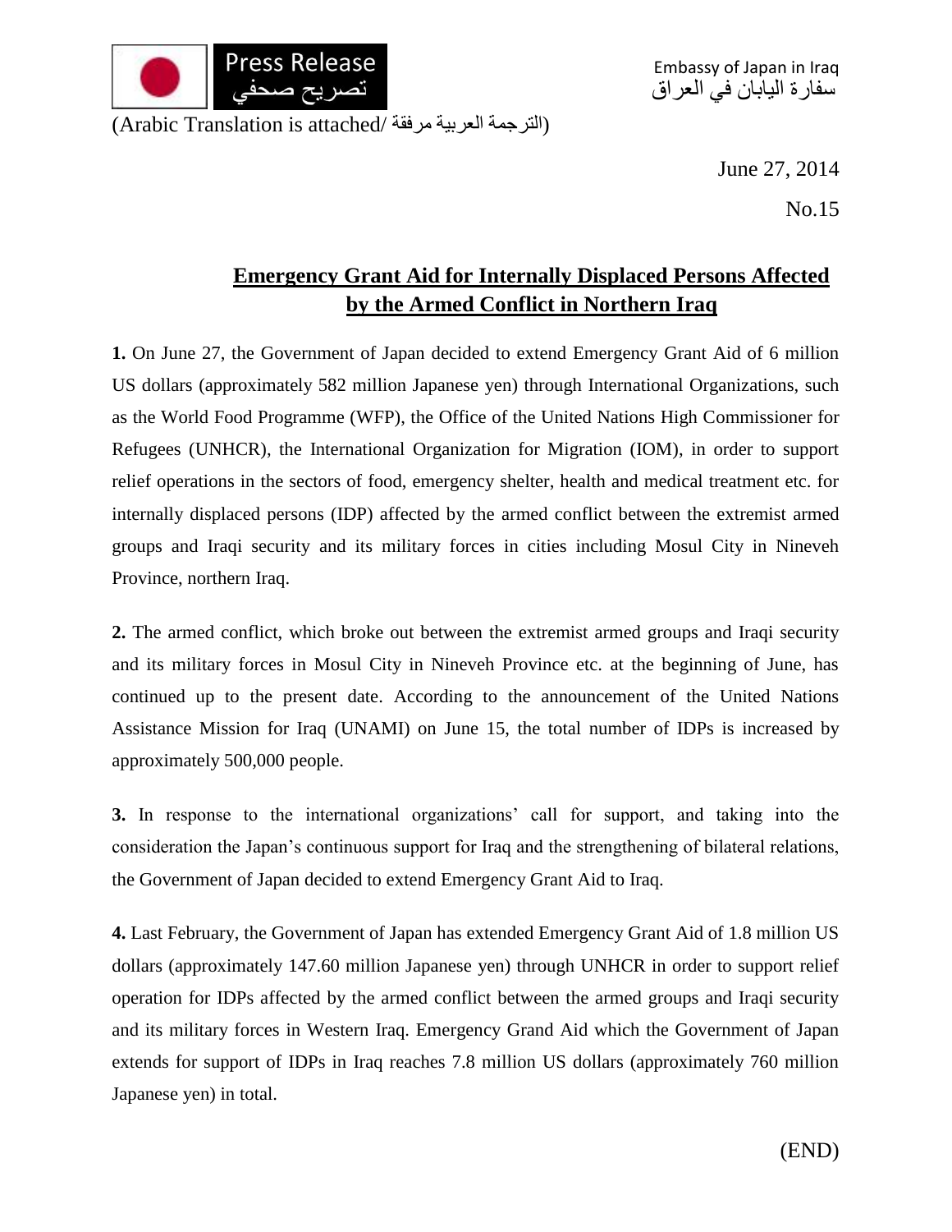Press Release
تصريح صحفي

Embassy of Japan in Iraq
سفارة اليابان في العراق

(Arabic Translation is attached/ الترجمة العربية مرفقة)

June 27, 2014

No.15

# Emergency Grant Aid for Internally Displaced Persons Affected by the Armed Conflict in Northern Iraq

**1.** On June 27, the Government of Japan decided to extend Emergency Grant Aid of 6 million US dollars (approximately 582 million Japanese yen) through International Organizations, such as the World Food Programme (WFP), the Office of the United Nations High Commissioner for Refugees (UNHCR), the International Organization for Migration (IOM), in order to support relief operations in the sectors of food, emergency shelter, health and medical treatment etc. for internally displaced persons (IDP) affected by the armed conflict between the extremist armed groups and Iraqi security and its military forces in cities including Mosul City in Nineveh Province, northern Iraq.

**2.** The armed conflict, which broke out between the extremist armed groups and Iraqi security and its military forces in Mosul City in Nineveh Province etc. at the beginning of June, has continued up to the present date. According to the announcement of the United Nations Assistance Mission for Iraq (UNAMI) on June 15, the total number of IDPs is increased by approximately 500,000 people.

**3.** In response to the international organizations' call for support, and taking into the consideration the Japan's continuous support for Iraq and the strengthening of bilateral relations, the Government of Japan decided to extend Emergency Grant Aid to Iraq.

**4.** Last February, the Government of Japan has extended Emergency Grant Aid of 1.8 million US dollars (approximately 147.60 million Japanese yen) through UNHCR in order to support relief operation for IDPs affected by the armed conflict between the armed groups and Iraqi security and its military forces in Western Iraq. Emergency Grand Aid which the Government of Japan extends for support of IDPs in Iraq reaches 7.8 million US dollars (approximately 760 million Japanese yen) in total.

(END)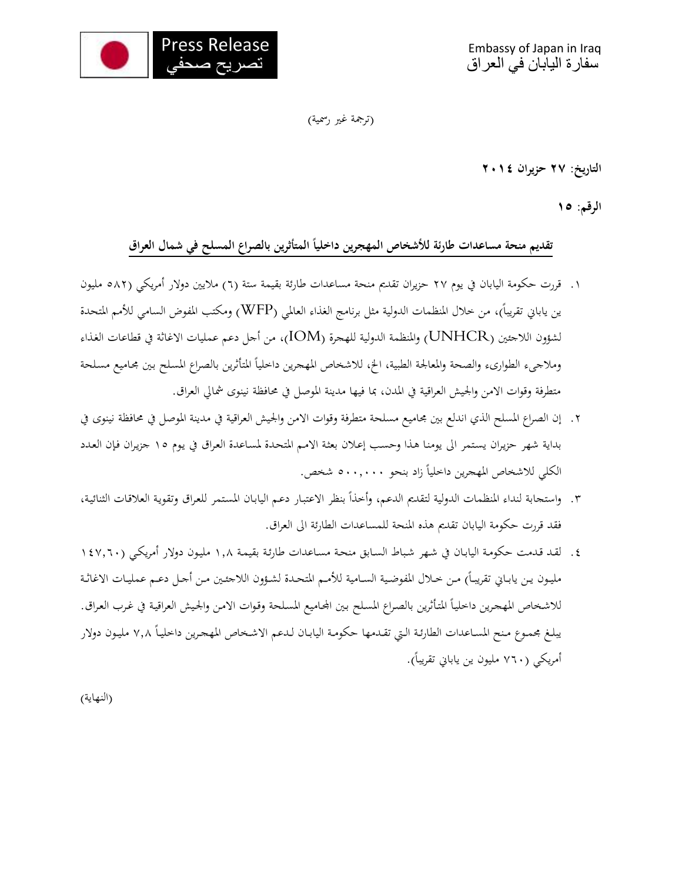Press Release
تصريح صحفي

Embassy of Japan in Iraq
سفارة اليابان في العراق

(ترجمة غير رسمية)

**التاريخ: ٢٧ حزيران ٢٠١٤**

**الرقم: ١٥**

## تقديم منحة مساعدات طارئة للأشخاص المهجرين داخلياً المتأثرين بالصراع المسلح في شمال العراق

١. قررت حكومة اليابان في يوم ٢٧ حزيران تقديم منحة مساعدات طارئة بقيمة ستة (٦) ملايين دولار أمريكي (٥٨٢ مليون ين ياباني تقريباً)، من خلال المنظمات الدولية مثل برنامج الغذاء العالمي (WFP) ومكتب المفوض السامي للأمم المتحدة لشؤون اللاجئين (UNHCR) والمنظمة الدولية للهجرة (IOM)، من أجل دعم عمليات الاغاثة في قطاعات الغذاء وملاجىء الطوارىء والصحة والمعالجة الطبية، الخ، للاشخاص المهجرين داخلياً المتأثرين بالصراع المسلح بين مجاميع مسلحة متطرفة وقوات الامن والجيش العراقية في المدن، بما فيها مدينة الموصل في محافظة نينوى شمالي العراق.

٢. إن الصراع المسلح الذي اندلع بين مجاميع مسلحة متطرفة وقوات الامن والجيش العراقية في مدينة الموصل في محافظة نينوى في بداية شهر حزيران يستمر الى يومنا هذا وحسب إعلان بعثة الامم المتحدة لمساعدة العراق في يوم ١٥ حزيران فإن العدد الكلي للاشخاص المهجرين داخلياً زاد بنحو ٥٠٠,٠٠٠ شخص.

٣. واستجابة لنداء المنظمات الدولية لتقديم الدعم، وأخذاً بنظر الاعتبار دعم اليابان المستمر للعراق وتقوية العلاقات الثنائية، فقد قررت حكومة اليابان تقديم هذه المنحة للمساعدات الطارئة الى العراق.

٤. لقد قدمت حكومة اليابان في شهر شباط السابق منحة مساعدات طارئة بقيمة ١,٨ مليون دولار أمريكي (١٤٧,٦٠ مليون ين ياباني تقريباً) من خلال المفوضية السامية للأمم المتحدة لشؤون اللاجئين من أجل دعم عمليات الاغاثة للاشخاص المهجرين داخلياً المتأثرين بالصراع المسلح بين المجاميع المسلحة وقوات الامن والجيش العراقية في غرب العراق. يبلغ مجموع منح المساعدات الطارئة التي تقدمها حكومة اليابان لدعم الاشخاص المهجرين داخلياً ٧,٨ مليون دولار أمريكي (٧٦٠ مليون ين ياباني تقريباً).

(النهاية)